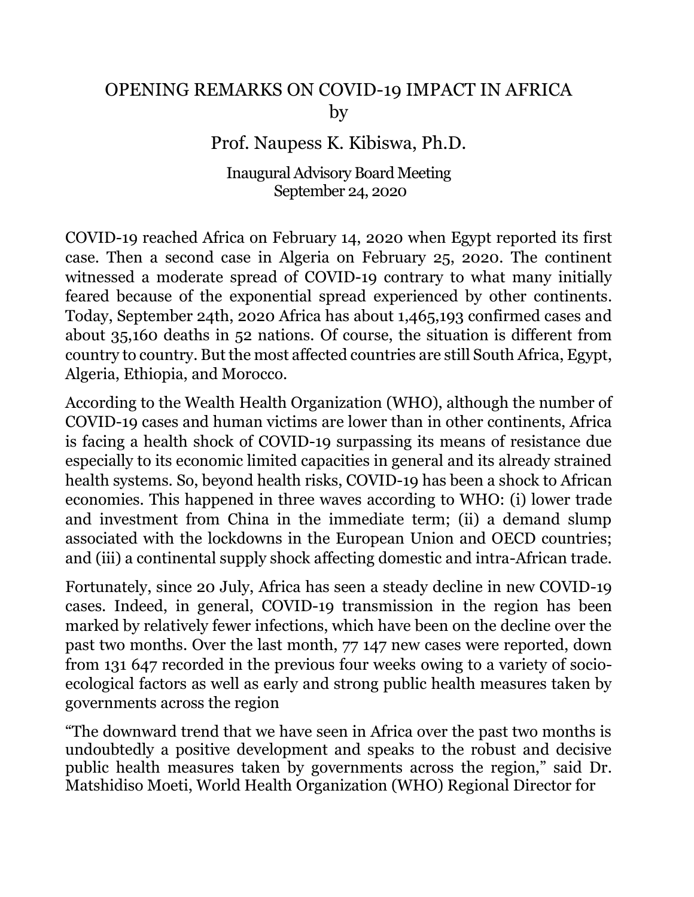# OPENING REMARKS ON COVID-19 IMPACT IN AFRICA

by

## Prof. Naupess K. Kibiswa, Ph.D.

Inaugural Advisory Board Meeting
September 24, 2020

COVID-19 reached Africa on February 14, 2020 when Egypt reported its first case. Then a second case in Algeria on February 25, 2020. The continent witnessed a moderate spread of COVID-19 contrary to what many initially feared because of the exponential spread experienced by other continents. Today, September 24th, 2020 Africa has about 1,465,193 confirmed cases and about 35,160 deaths in 52 nations. Of course, the situation is different from country to country. But the most affected countries are still South Africa, Egypt, Algeria, Ethiopia, and Morocco.

According to the Wealth Health Organization (WHO), although the number of COVID-19 cases and human victims are lower than in other continents, Africa is facing a health shock of COVID-19 surpassing its means of resistance due especially to its economic limited capacities in general and its already strained health systems. So, beyond health risks, COVID-19 has been a shock to African economies. This happened in three waves according to WHO: (i) lower trade and investment from China in the immediate term; (ii) a demand slump associated with the lockdowns in the European Union and OECD countries; and (iii) a continental supply shock affecting domestic and intra-African trade.

Fortunately, since 20 July, Africa has seen a steady decline in new COVID-19 cases. Indeed, in general, COVID-19 transmission in the region has been marked by relatively fewer infections, which have been on the decline over the past two months. Over the last month, 77 147 new cases were reported, down from 131 647 recorded in the previous four weeks owing to a variety of socio-ecological factors as well as early and strong public health measures taken by governments across the region

"The downward trend that we have seen in Africa over the past two months is undoubtedly a positive development and speaks to the robust and decisive public health measures taken by governments across the region," said Dr. Matshidiso Moeti, World Health Organization (WHO) Regional Director for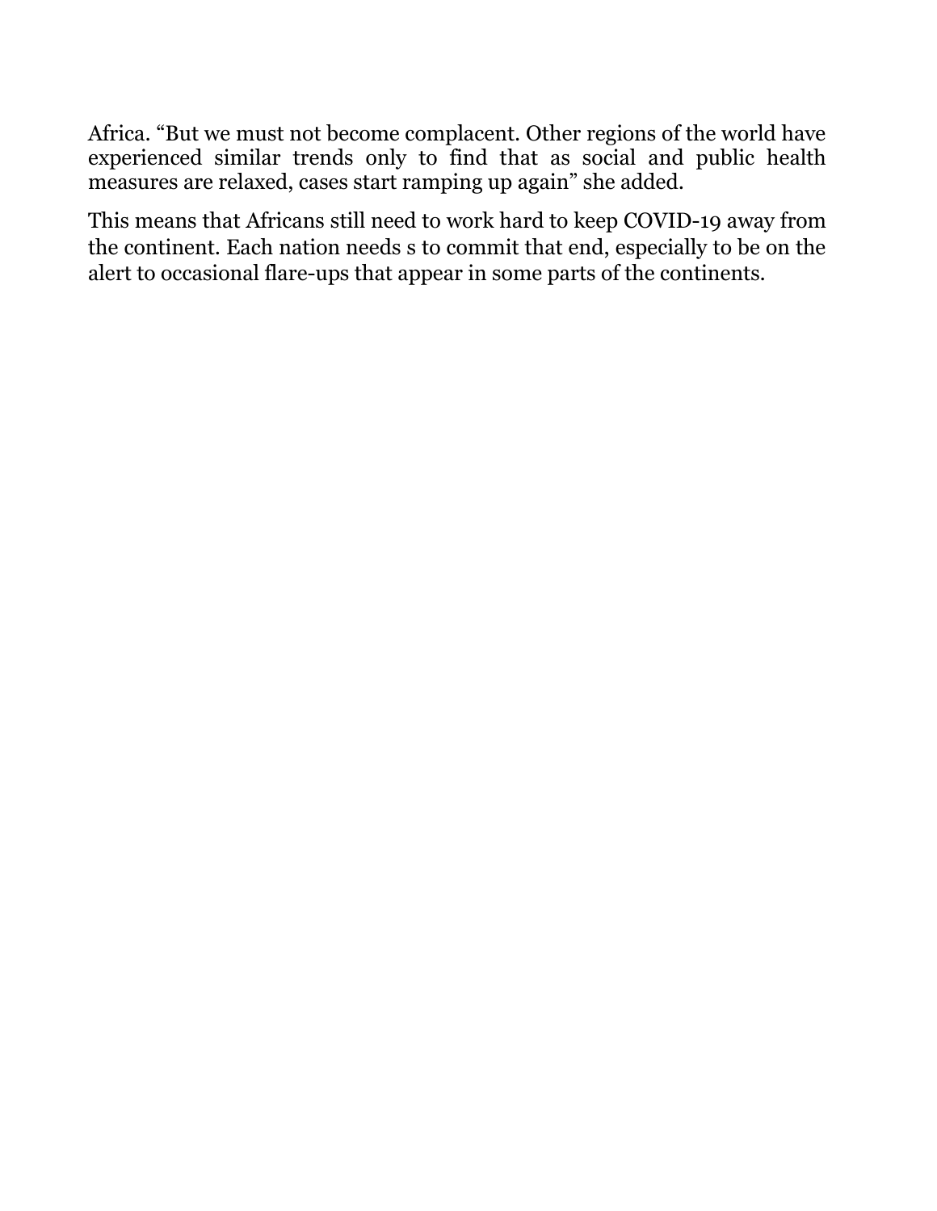Africa. “But we must not become complacent. Other regions of the world have experienced similar trends only to find that as social and public health measures are relaxed, cases start ramping up again” she added.

This means that Africans still need to work hard to keep COVID-19 away from the continent. Each nation needs s to commit that end, especially to be on the alert to occasional flare-ups that appear in some parts of the continents.